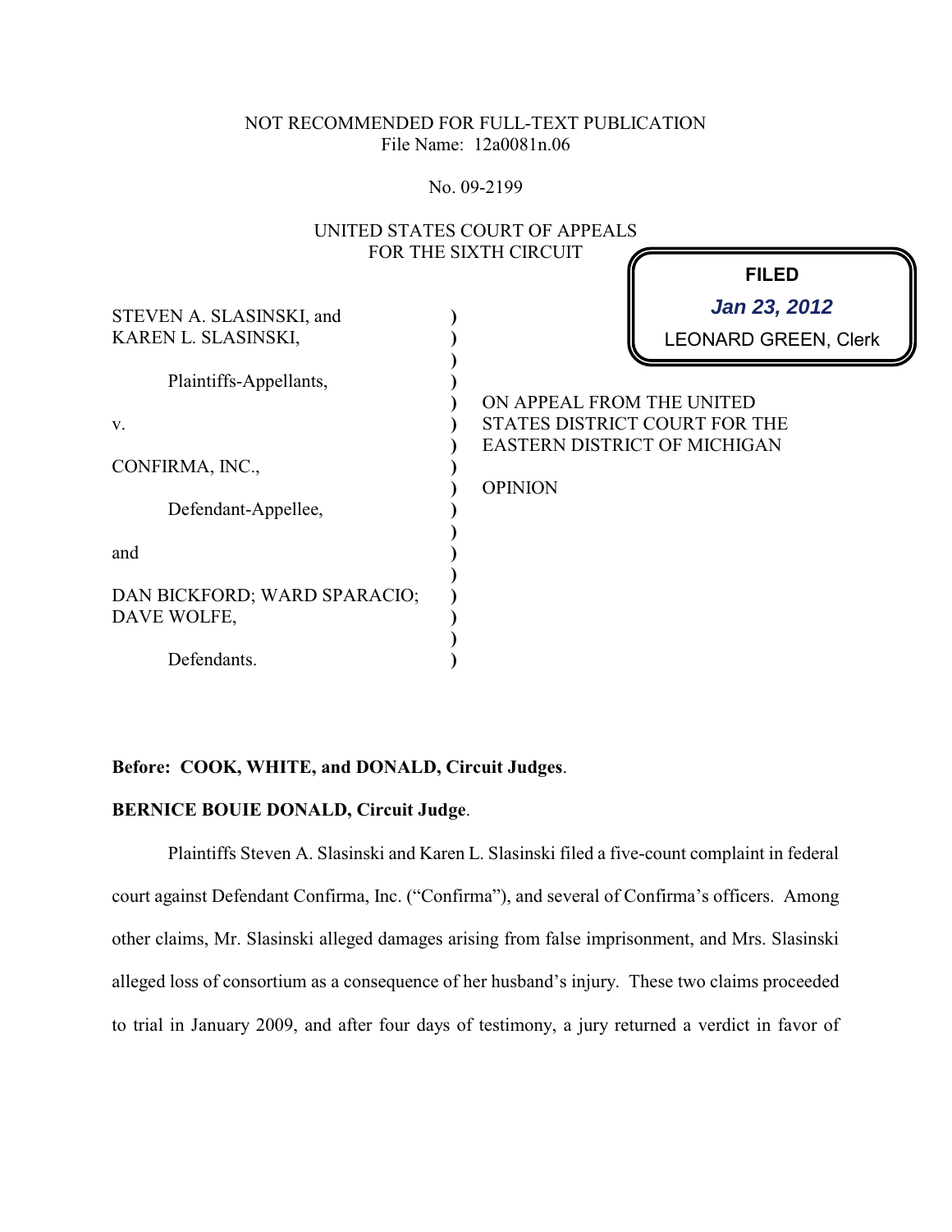NOT RECOMMENDED FOR FULL-TEXT PUBLICATION
File Name: 12a0081n.06

No. 09-2199

UNITED STATES COURT OF APPEALS
FOR THE SIXTH CIRCUIT

**FILED**
***Jan 23, 2012***
LEONARD GREEN, Clerk

STEVEN A. SLASINSKI, and
KAREN L. SLASINSKI,

Plaintiffs-Appellants,

v.

CONFIRMA, INC.,

Defendant-Appellee,

and

DAN BICKFORD; WARD SPARACIO;
DAVE WOLFE,

Defendants.

ON APPEAL FROM THE UNITED STATES DISTRICT COURT FOR THE EASTERN DISTRICT OF MICHIGAN

OPINION

**Before: COOK, WHITE, and DONALD, Circuit Judges**.

**BERNICE BOUIE DONALD, Circuit Judge**.

Plaintiffs Steven A. Slasinski and Karen L. Slasinski filed a five-count complaint in federal court against Defendant Confirma, Inc. ("Confirma"), and several of Confirma's officers. Among other claims, Mr. Slasinski alleged damages arising from false imprisonment, and Mrs. Slasinski alleged loss of consortium as a consequence of her husband's injury. These two claims proceeded to trial in January 2009, and after four days of testimony, a jury returned a verdict in favor of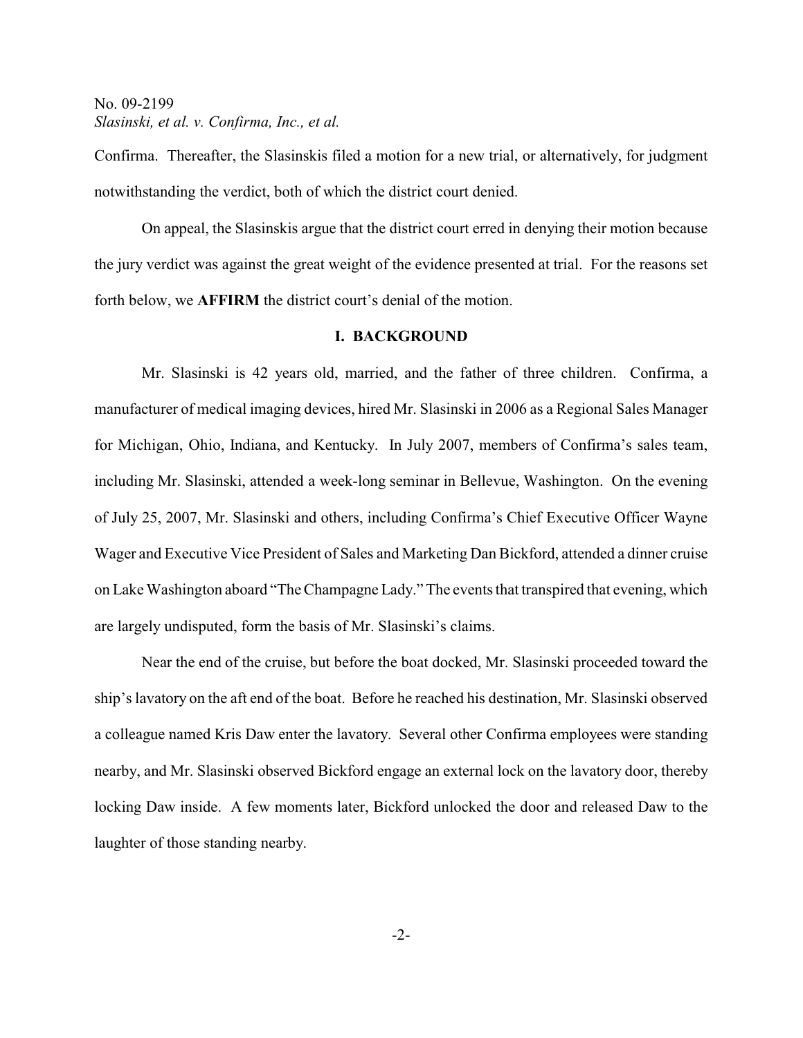Confirma. Thereafter, the Slasinskis filed a motion for a new trial, or alternatively, for judgment notwithstanding the verdict, both of which the district court denied.

On appeal, the Slasinskis argue that the district court erred in denying their motion because the jury verdict was against the great weight of the evidence presented at trial. For the reasons set forth below, we **AFFIRM** the district court's denial of the motion.

## I. BACKGROUND

Mr. Slasinski is 42 years old, married, and the father of three children. Confirma, a manufacturer of medical imaging devices, hired Mr. Slasinski in 2006 as a Regional Sales Manager for Michigan, Ohio, Indiana, and Kentucky. In July 2007, members of Confirma's sales team, including Mr. Slasinski, attended a week-long seminar in Bellevue, Washington. On the evening of July 25, 2007, Mr. Slasinski and others, including Confirma's Chief Executive Officer Wayne Wager and Executive Vice President of Sales and Marketing Dan Bickford, attended a dinner cruise on Lake Washington aboard "The Champagne Lady." The events that transpired that evening, which are largely undisputed, form the basis of Mr. Slasinski's claims.

Near the end of the cruise, but before the boat docked, Mr. Slasinski proceeded toward the ship's lavatory on the aft end of the boat. Before he reached his destination, Mr. Slasinski observed a colleague named Kris Daw enter the lavatory. Several other Confirma employees were standing nearby, and Mr. Slasinski observed Bickford engage an external lock on the lavatory door, thereby locking Daw inside. A few moments later, Bickford unlocked the door and released Daw to the laughter of those standing nearby.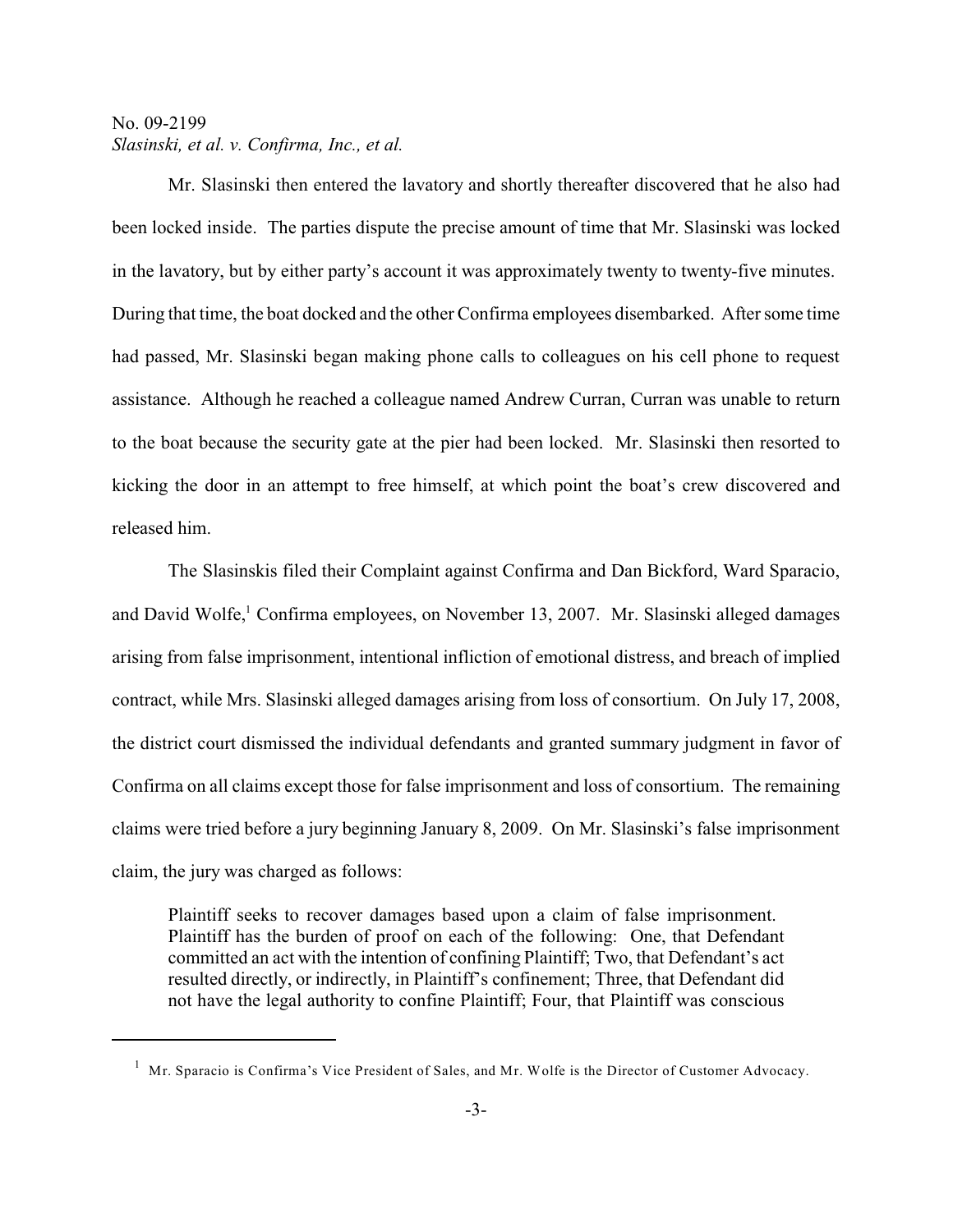Mr. Slasinski then entered the lavatory and shortly thereafter discovered that he also had been locked inside. The parties dispute the precise amount of time that Mr. Slasinski was locked in the lavatory, but by either party's account it was approximately twenty to twenty-five minutes. During that time, the boat docked and the other Confirma employees disembarked. After some time had passed, Mr. Slasinski began making phone calls to colleagues on his cell phone to request assistance. Although he reached a colleague named Andrew Curran, Curran was unable to return to the boat because the security gate at the pier had been locked. Mr. Slasinski then resorted to kicking the door in an attempt to free himself, at which point the boat's crew discovered and released him.

The Slasinskis filed their Complaint against Confirma and Dan Bickford, Ward Sparacio, and David Wolfe,[1] Confirma employees, on November 13, 2007. Mr. Slasinski alleged damages arising from false imprisonment, intentional infliction of emotional distress, and breach of implied contract, while Mrs. Slasinski alleged damages arising from loss of consortium. On July 17, 2008, the district court dismissed the individual defendants and granted summary judgment in favor of Confirma on all claims except those for false imprisonment and loss of consortium. The remaining claims were tried before a jury beginning January 8, 2009. On Mr. Slasinski's false imprisonment claim, the jury was charged as follows:

> Plaintiff seeks to recover damages based upon a claim of false imprisonment. Plaintiff has the burden of proof on each of the following: One, that Defendant committed an act with the intention of confining Plaintiff; Two, that Defendant's act resulted directly, or indirectly, in Plaintiff's confinement; Three, that Defendant did not have the legal authority to confine Plaintiff; Four, that Plaintiff was conscious

[1] Mr. Sparacio is Confirma's Vice President of Sales, and Mr. Wolfe is the Director of Customer Advocacy.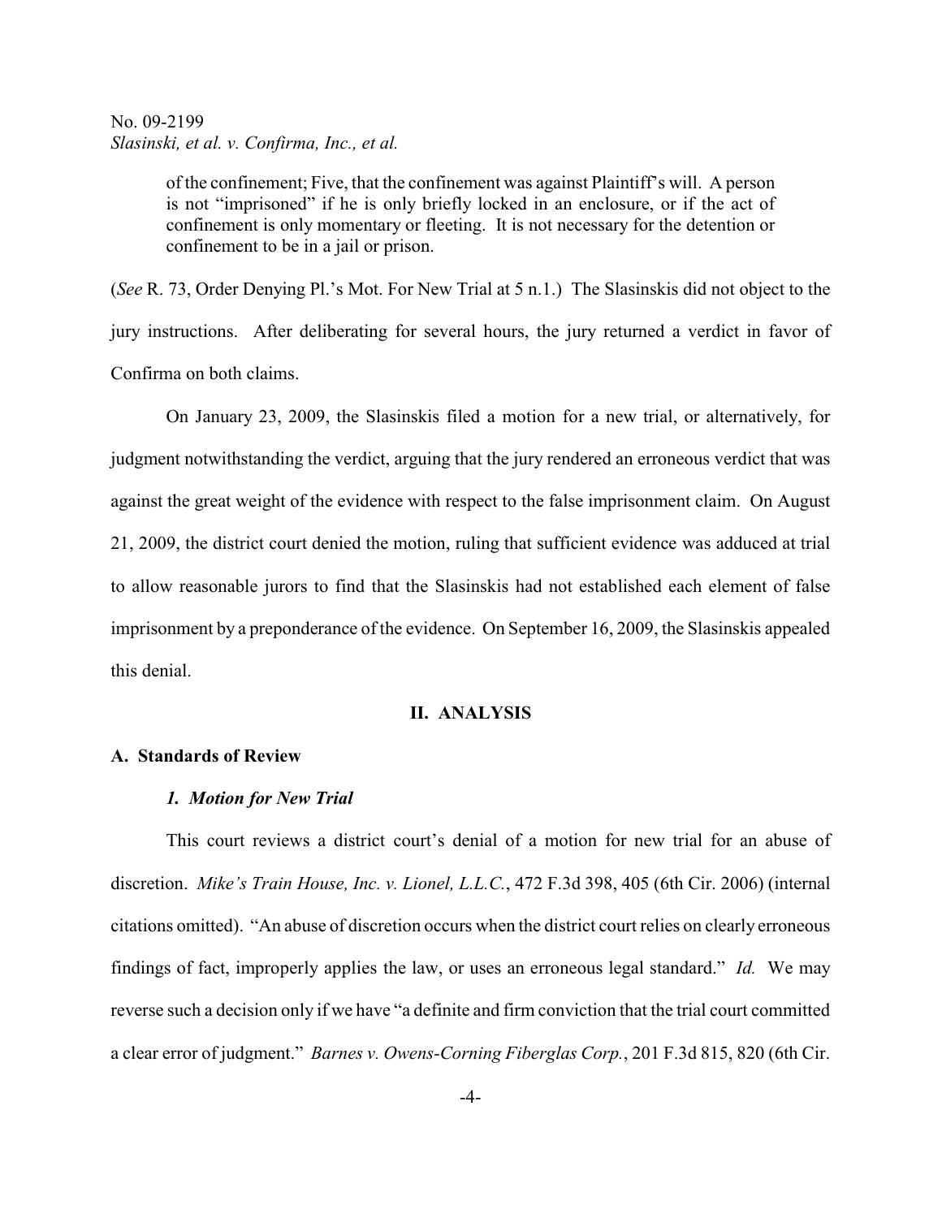> of the confinement; Five, that the confinement was against Plaintiff's will. A person is not "imprisoned" if he is only briefly locked in an enclosure, or if the act of confinement is only momentary or fleeting. It is not necessary for the detention or confinement to be in a jail or prison.

(*See* R. 73, Order Denying Pl.'s Mot. For New Trial at 5 n.1.) The Slasinskis did not object to the jury instructions. After deliberating for several hours, the jury returned a verdict in favor of Confirma on both claims.

On January 23, 2009, the Slasinskis filed a motion for a new trial, or alternatively, for judgment notwithstanding the verdict, arguing that the jury rendered an erroneous verdict that was against the great weight of the evidence with respect to the false imprisonment claim. On August 21, 2009, the district court denied the motion, ruling that sufficient evidence was adduced at trial to allow reasonable jurors to find that the Slasinskis had not established each element of false imprisonment by a preponderance of the evidence. On September 16, 2009, the Slasinskis appealed this denial.

## II. ANALYSIS

### A. Standards of Review

#### *1. Motion for New Trial*

This court reviews a district court's denial of a motion for new trial for an abuse of discretion. *Mike's Train House, Inc. v. Lionel, L.L.C.*, 472 F.3d 398, 405 (6th Cir. 2006) (internal citations omitted). "An abuse of discretion occurs when the district court relies on clearly erroneous findings of fact, improperly applies the law, or uses an erroneous legal standard." *Id.* We may reverse such a decision only if we have "a definite and firm conviction that the trial court committed a clear error of judgment." *Barnes v. Owens-Corning Fiberglas Corp.*, 201 F.3d 815, 820 (6th Cir.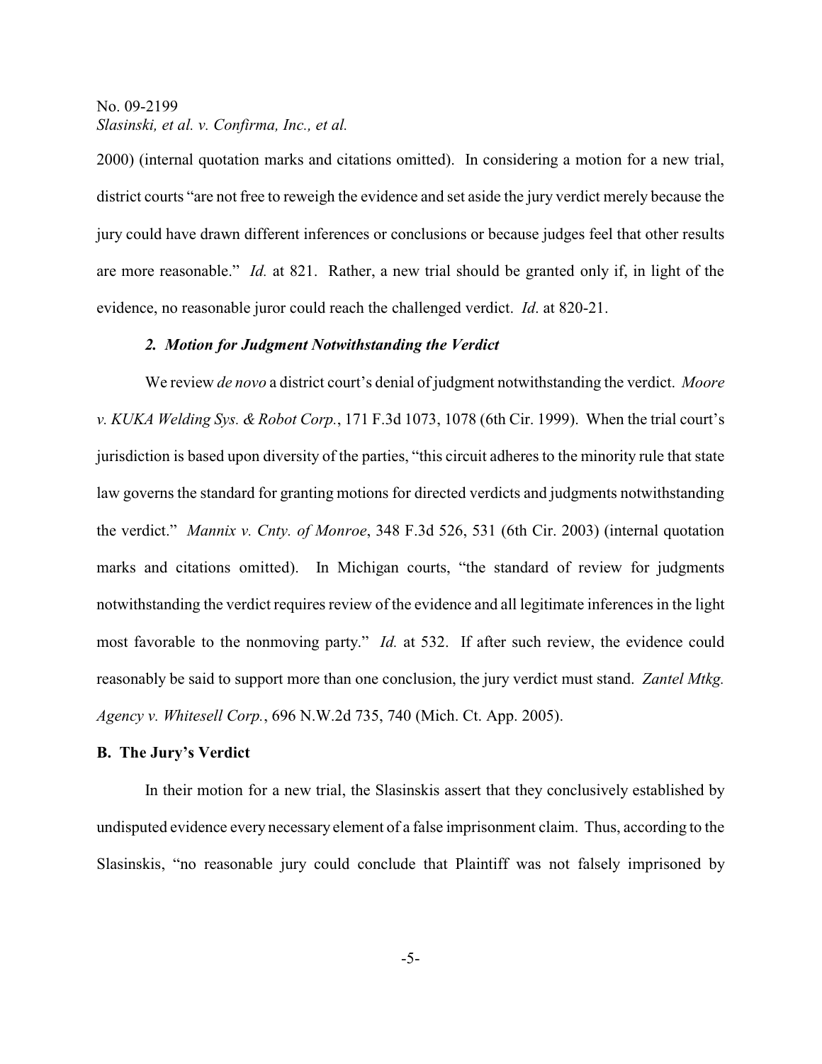2000) (internal quotation marks and citations omitted). In considering a motion for a new trial, district courts "are not free to reweigh the evidence and set aside the jury verdict merely because the jury could have drawn different inferences or conclusions or because judges feel that other results are more reasonable." *Id.* at 821. Rather, a new trial should be granted only if, in light of the evidence, no reasonable juror could reach the challenged verdict. *Id*. at 820-21.

### *2. Motion for Judgment Notwithstanding the Verdict*

We review *de novo* a district court's denial of judgment notwithstanding the verdict. *Moore v. KUKA Welding Sys. & Robot Corp.*, 171 F.3d 1073, 1078 (6th Cir. 1999). When the trial court's jurisdiction is based upon diversity of the parties, "this circuit adheres to the minority rule that state law governs the standard for granting motions for directed verdicts and judgments notwithstanding the verdict." *Mannix v. Cnty. of Monroe*, 348 F.3d 526, 531 (6th Cir. 2003) (internal quotation marks and citations omitted). In Michigan courts, "the standard of review for judgments notwithstanding the verdict requires review of the evidence and all legitimate inferences in the light most favorable to the nonmoving party." *Id.* at 532. If after such review, the evidence could reasonably be said to support more than one conclusion, the jury verdict must stand. *Zantel Mtkg. Agency v. Whitesell Corp.*, 696 N.W.2d 735, 740 (Mich. Ct. App. 2005).

## B. The Jury's Verdict

In their motion for a new trial, the Slasinskis assert that they conclusively established by undisputed evidence every necessary element of a false imprisonment claim. Thus, according to the Slasinskis, "no reasonable jury could conclude that Plaintiff was not falsely imprisoned by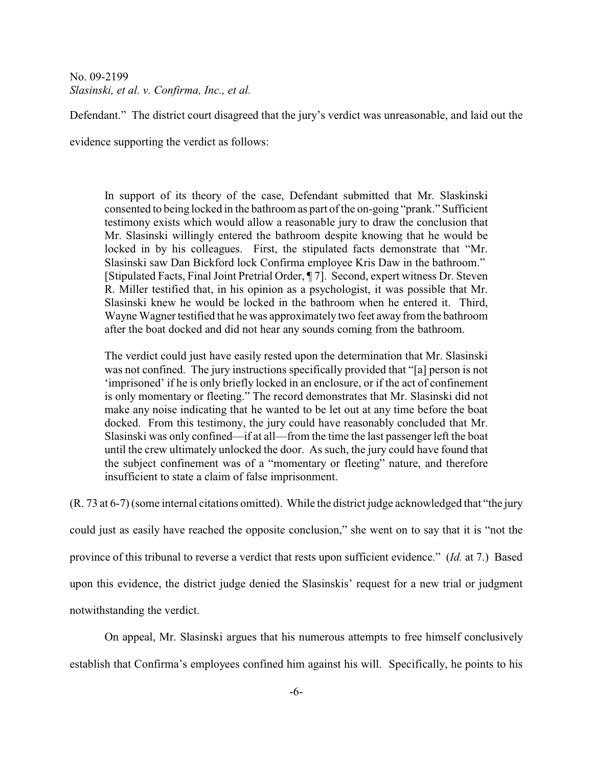Defendant." The district court disagreed that the jury's verdict was unreasonable, and laid out the evidence supporting the verdict as follows:

> In support of its theory of the case, Defendant submitted that Mr. Slaskinski consented to being locked in the bathroom as part of the on-going "prank." Sufficient testimony exists which would allow a reasonable jury to draw the conclusion that Mr. Slasinski willingly entered the bathroom despite knowing that he would be locked in by his colleagues. First, the stipulated facts demonstrate that "Mr. Slasinski saw Dan Bickford lock Confirma employee Kris Daw in the bathroom." [Stipulated Facts, Final Joint Pretrial Order, ¶ 7]. Second, expert witness Dr. Steven R. Miller testified that, in his opinion as a psychologist, it was possible that Mr. Slasinski knew he would be locked in the bathroom when he entered it. Third, Wayne Wagner testified that he was approximately two feet away from the bathroom after the boat docked and did not hear any sounds coming from the bathroom.
>
> The verdict could just have easily rested upon the determination that Mr. Slasinski was not confined. The jury instructions specifically provided that "[a] person is not 'imprisoned' if he is only briefly locked in an enclosure, or if the act of confinement is only momentary or fleeting." The record demonstrates that Mr. Slasinski did not make any noise indicating that he wanted to be let out at any time before the boat docked. From this testimony, the jury could have reasonably concluded that Mr. Slasinski was only confined—if at all—from the time the last passenger left the boat until the crew ultimately unlocked the door. As such, the jury could have found that the subject confinement was of a "momentary or fleeting" nature, and therefore insufficient to state a claim of false imprisonment.

(R. 73 at 6-7) (some internal citations omitted). While the district judge acknowledged that "the jury could just as easily have reached the opposite conclusion," she went on to say that it is "not the province of this tribunal to reverse a verdict that rests upon sufficient evidence." (*Id.* at 7.) Based upon this evidence, the district judge denied the Slasinskis' request for a new trial or judgment notwithstanding the verdict.

On appeal, Mr. Slasinski argues that his numerous attempts to free himself conclusively establish that Confirma's employees confined him against his will. Specifically, he points to his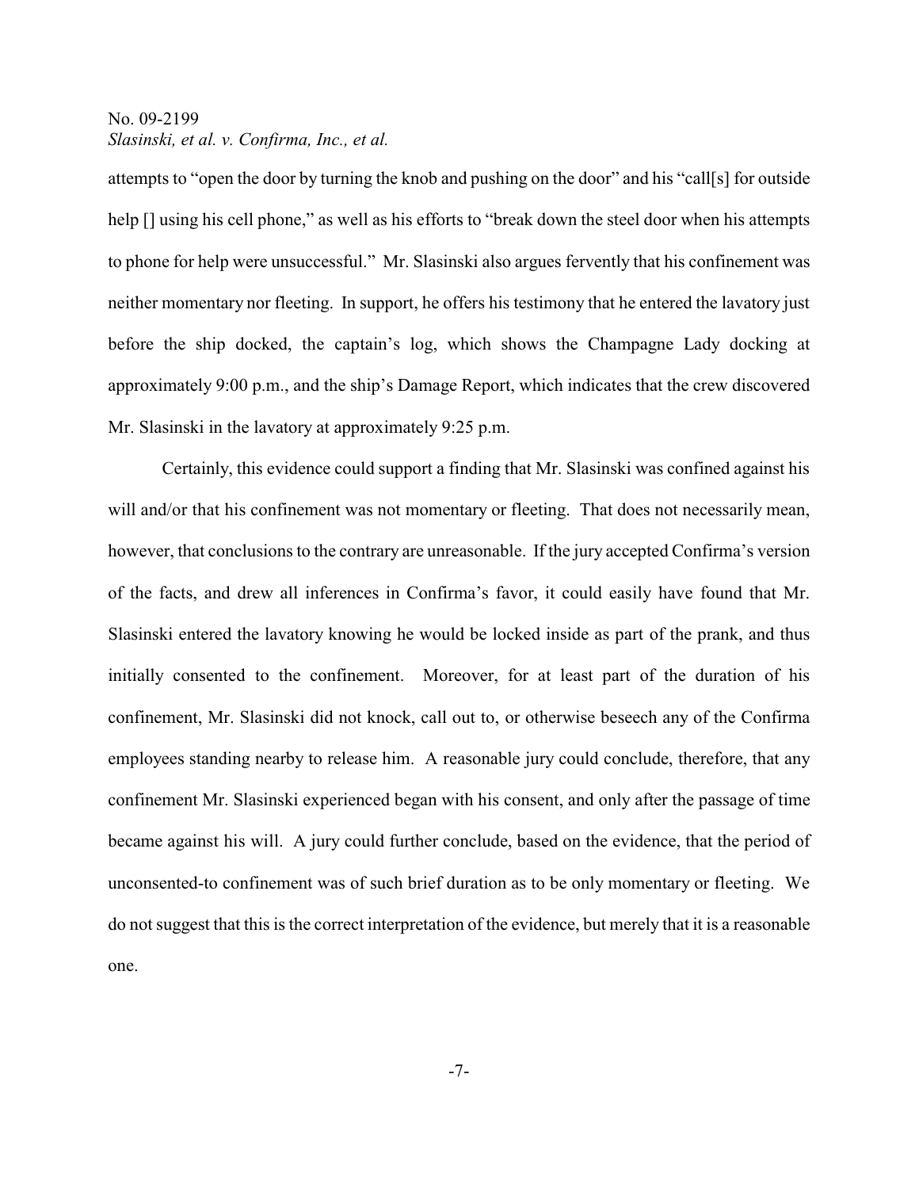attempts to "open the door by turning the knob and pushing on the door" and his "call[s] for outside help [] using his cell phone," as well as his efforts to "break down the steel door when his attempts to phone for help were unsuccessful." Mr. Slasinski also argues fervently that his confinement was neither momentary nor fleeting. In support, he offers his testimony that he entered the lavatory just before the ship docked, the captain's log, which shows the Champagne Lady docking at approximately 9:00 p.m., and the ship's Damage Report, which indicates that the crew discovered Mr. Slasinski in the lavatory at approximately 9:25 p.m.

Certainly, this evidence could support a finding that Mr. Slasinski was confined against his will and/or that his confinement was not momentary or fleeting. That does not necessarily mean, however, that conclusions to the contrary are unreasonable. If the jury accepted Confirma's version of the facts, and drew all inferences in Confirma's favor, it could easily have found that Mr. Slasinski entered the lavatory knowing he would be locked inside as part of the prank, and thus initially consented to the confinement. Moreover, for at least part of the duration of his confinement, Mr. Slasinski did not knock, call out to, or otherwise beseech any of the Confirma employees standing nearby to release him. A reasonable jury could conclude, therefore, that any confinement Mr. Slasinski experienced began with his consent, and only after the passage of time became against his will. A jury could further conclude, based on the evidence, that the period of unconsented-to confinement was of such brief duration as to be only momentary or fleeting. We do not suggest that this is the correct interpretation of the evidence, but merely that it is a reasonable one.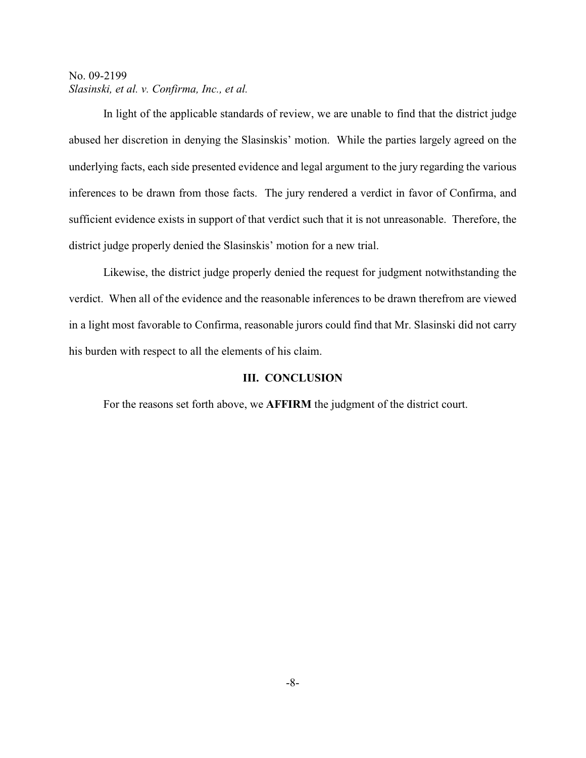In light of the applicable standards of review, we are unable to find that the district judge abused her discretion in denying the Slasinskis' motion. While the parties largely agreed on the underlying facts, each side presented evidence and legal argument to the jury regarding the various inferences to be drawn from those facts. The jury rendered a verdict in favor of Confirma, and sufficient evidence exists in support of that verdict such that it is not unreasonable. Therefore, the district judge properly denied the Slasinskis' motion for a new trial.

Likewise, the district judge properly denied the request for judgment notwithstanding the verdict. When all of the evidence and the reasonable inferences to be drawn therefrom are viewed in a light most favorable to Confirma, reasonable jurors could find that Mr. Slasinski did not carry his burden with respect to all the elements of his claim.

## III. CONCLUSION

For the reasons set forth above, we **AFFIRM** the judgment of the district court.